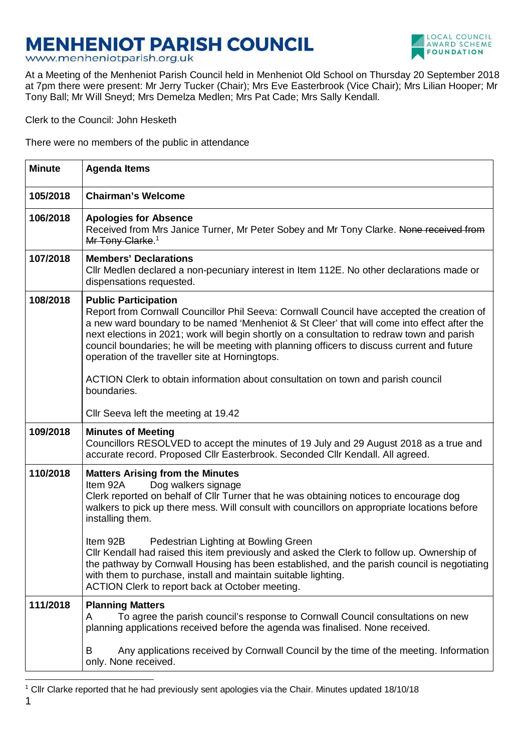# MENHENIOT PARISH COUNCIL

www.menheniotparish.org.uk

At a Meeting of the Menheniot Parish Council held in Menheniot Old School on Thursday 20 September 2018 at 7pm there were present: Mr Jerry Tucker (Chair); Mrs Eve Easterbrook (Vice Chair); Mrs Lilian Hooper; Mr Tony Ball; Mr Will Sneyd; Mrs Demelza Medlen; Mrs Pat Cade; Mrs Sally Kendall.

Clerk to the Council: John Hesketh

There were no members of the public in attendance

| Minute | Agenda Items |
|---|---|
| 105/2018 | **Chairman's Welcome** |
| 106/2018 | **Apologies for Absence**<br>Received from Mrs Janice Turner, Mr Peter Sobey and Mr Tony Clarke. ~~None received from Mr Tony Clarke.~~[1] |
| 107/2018 | **Members' Declarations**<br>Cllr Medlen declared a non-pecuniary interest in Item 112E. No other declarations made or dispensations requested. |
| 108/2018 | **Public Participation**<br>Report from Cornwall Councillor Phil Seeva: Cornwall Council have accepted the creation of a new ward boundary to be named 'Menheniot & St Cleer' that will come into effect after the next elections in 2021; work will begin shortly on a consultation to redraw town and parish council boundaries; he will be meeting with planning officers to discuss current and future operation of the traveller site at Horningtops.<br><br>ACTION Clerk to obtain information about consultation on town and parish council boundaries.<br><br>Cllr Seeva left the meeting at 19.42 |
| 109/2018 | **Minutes of Meeting**<br>Councillors RESOLVED to accept the minutes of 19 July and 29 August 2018 as a true and accurate record. Proposed Cllr Easterbrook. Seconded Cllr Kendall. All agreed. |
| 110/2018 | **Matters Arising from the Minutes**<br>Item 92A Dog walkers signage<br>Clerk reported on behalf of Cllr Turner that he was obtaining notices to encourage dog walkers to pick up there mess. Will consult with councillors on appropriate locations before installing them.<br><br>Item 92B Pedestrian Lighting at Bowling Green<br>Cllr Kendall had raised this item previously and asked the Clerk to follow up. Ownership of the pathway by Cornwall Housing has been established, and the parish council is negotiating with them to purchase, install and maintain suitable lighting.<br>ACTION Clerk to report back at October meeting. |
| 111/2018 | **Planning Matters**<br>A To agree the parish council's response to Cornwall Council consultations on new planning applications received before the agenda was finalised. None received.<br><br>B Any applications received by Cornwall Council by the time of the meeting. Information only. None received. |

[1] Cllr Clarke reported that he had previously sent apologies via the Chair. Minutes updated 18/10/18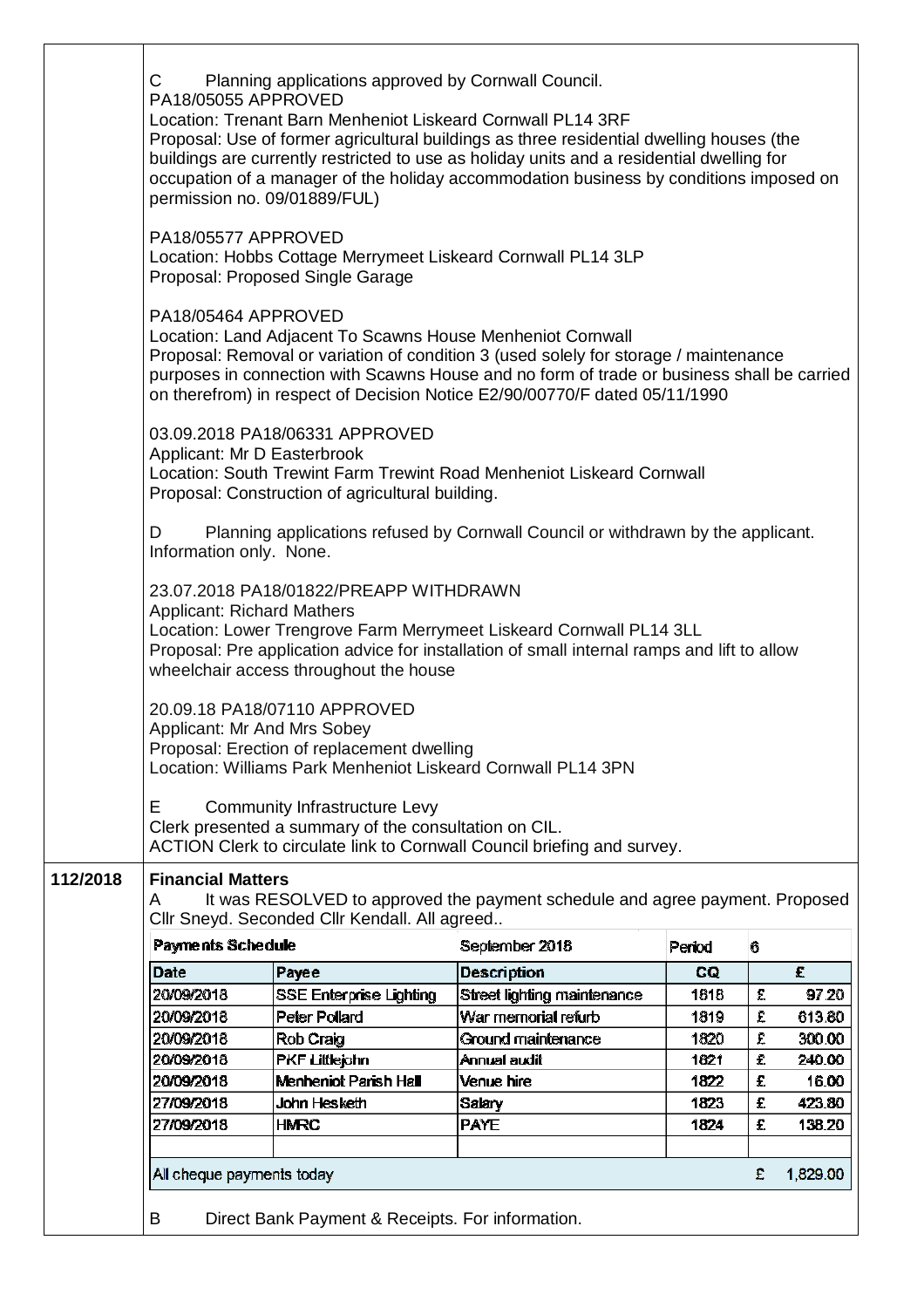C Planning applications approved by Cornwall Council.
PA18/05055 APPROVED
Location: Trenant Barn Menheniot Liskeard Cornwall PL14 3RF
Proposal: Use of former agricultural buildings as three residential dwelling houses (the buildings are currently restricted to use as holiday units and a residential dwelling for occupation of a manager of the holiday accommodation business by conditions imposed on permission no. 09/01889/FUL)

PA18/05577 APPROVED
Location: Hobbs Cottage Merrymeet Liskeard Cornwall PL14 3LP
Proposal: Proposed Single Garage

PA18/05464 APPROVED
Location: Land Adjacent To Scawns House Menheniot Cornwall
Proposal: Removal or variation of condition 3 (used solely for storage / maintenance purposes in connection with Scawns House and no form of trade or business shall be carried on therefrom) in respect of Decision Notice E2/90/00770/F dated 05/11/1990

03.09.2018 PA18/06331 APPROVED
Applicant: Mr D Easterbrook
Location: South Trewint Farm Trewint Road Menheniot Liskeard Cornwall
Proposal: Construction of agricultural building.

D Planning applications refused by Cornwall Council or withdrawn by the applicant. Information only. None.

23.07.2018 PA18/01822/PREAPP WITHDRAWN
Applicant: Richard Mathers
Location: Lower Trengrove Farm Merrymeet Liskeard Cornwall PL14 3LL
Proposal: Pre application advice for installation of small internal ramps and lift to allow wheelchair access throughout the house

20.09.18 PA18/07110 APPROVED
Applicant: Mr And Mrs Sobey
Proposal: Erection of replacement dwelling
Location: Williams Park Menheniot Liskeard Cornwall PL14 3PN

E Community Infrastructure Levy
Clerk presented a summary of the consultation on CIL.
ACTION Clerk to circulate link to Cornwall Council briefing and survey.

**112/2018** **Financial Matters**

A It was RESOLVED to approved the payment schedule and agree payment. Proposed Cllr Sneyd. Seconded Cllr Kendall. All agreed..

| **Payments Schedule** | | September 2018 | Period | 6 |
|---|---|---|---|---|
| **Date** | **Payee** | **Description** | **CQ** | **£** |
| 20/09/2018 | SSE Enterprise Lighting | Street lighting maintenance | 1818 | £ 97.20 |
| 20/09/2018 | Peter Pollard | War memorial refurb | 1819 | £ 613.80 |
| 20/09/2018 | Rob Craig | Ground maintenance | 1820 | £ 300.00 |
| 20/09/2018 | PKF Littlejohn | Annual audit | 1821 | £ 240.00 |
| 20/09/2018 | Menheniot Parish Hall | Venue hire | 1822 | £ 16.00 |
| 27/09/2018 | John Hesketh | Salary | 1823 | £ 423.80 |
| 27/09/2018 | HMRC | PAYE | 1824 | £ 138.20 |
| | | | | |
| All cheque payments today | | | | £ 1,829.00 |

B Direct Bank Payment & Receipts. For information.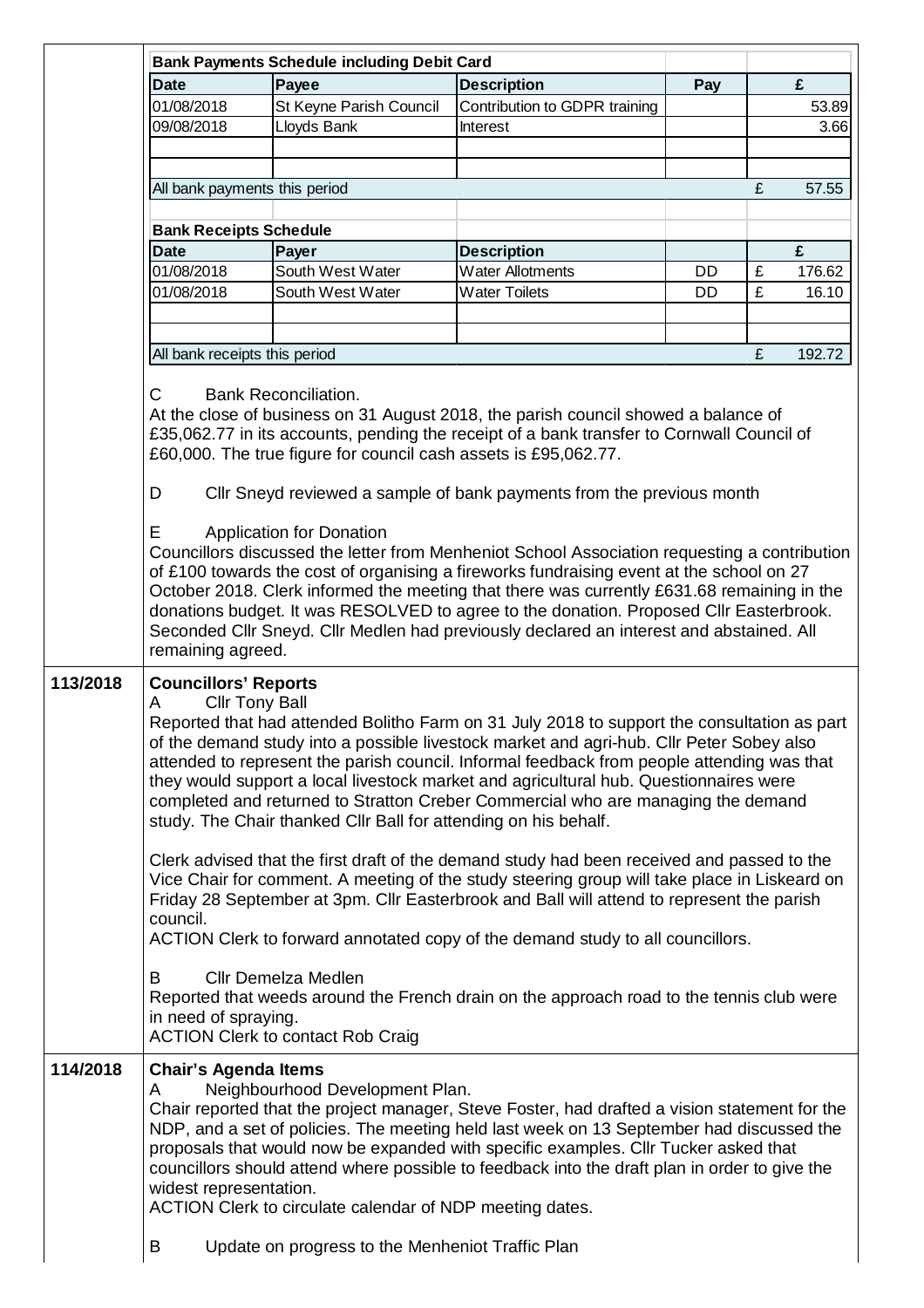**Bank Payments Schedule including Debit Card**

| Date | Payee | Description | Pay | £ |
|---|---|---|---|---|
| 01/08/2018 | St Keyne Parish Council | Contribution to GDPR training | | 53.89 |
| 09/08/2018 | Lloyds Bank | Interest | | 3.66 |
| | | | | |
| | | | | |
| All bank payments this period | | | | £ 57.55 |

**Bank Receipts Schedule**

| Date | Payer | Description | | £ |
|---|---|---|---|---|
| 01/08/2018 | South West Water | Water Allotments | DD | £ 176.62 |
| 01/08/2018 | South West Water | Water Toilets | DD | £ 16.10 |
| | | | | |
| | | | | |
| All bank receipts this period | | | | £ 192.72 |

C Bank Reconciliation.
At the close of business on 31 August 2018, the parish council showed a balance of £35,062.77 in its accounts, pending the receipt of a bank transfer to Cornwall Council of £60,000. The true figure for council cash assets is £95,062.77.

D Cllr Sneyd reviewed a sample of bank payments from the previous month

E Application for Donation
Councillors discussed the letter from Menheniot School Association requesting a contribution of £100 towards the cost of organising a fireworks fundraising event at the school on 27 October 2018. Clerk informed the meeting that there was currently £631.68 remaining in the donations budget. It was RESOLVED to agree to the donation. Proposed Cllr Easterbrook. Seconded Cllr Sneyd. Cllr Medlen had previously declared an interest and abstained. All remaining agreed.

**113/2018 Councillors' Reports**

A Cllr Tony Ball
Reported that had attended Bolitho Farm on 31 July 2018 to support the consultation as part of the demand study into a possible livestock market and agri-hub. Cllr Peter Sobey also attended to represent the parish council. Informal feedback from people attending was that they would support a local livestock market and agricultural hub. Questionnaires were completed and returned to Stratton Creber Commercial who are managing the demand study. The Chair thanked Cllr Ball for attending on his behalf.

Clerk advised that the first draft of the demand study had been received and passed to the Vice Chair for comment. A meeting of the study steering group will take place in Liskeard on Friday 28 September at 3pm. Cllr Easterbrook and Ball will attend to represent the parish council.
ACTION Clerk to forward annotated copy of the demand study to all councillors.

B Cllr Demelza Medlen
Reported that weeds around the French drain on the approach road to the tennis club were in need of spraying.
ACTION Clerk to contact Rob Craig

**114/2018 Chair's Agenda Items**

A Neighbourhood Development Plan.
Chair reported that the project manager, Steve Foster, had drafted a vision statement for the NDP, and a set of policies. The meeting held last week on 13 September had discussed the proposals that would now be expanded with specific examples. Cllr Tucker asked that councillors should attend where possible to feedback into the draft plan in order to give the widest representation.
ACTION Clerk to circulate calendar of NDP meeting dates.

B Update on progress to the Menheniot Traffic Plan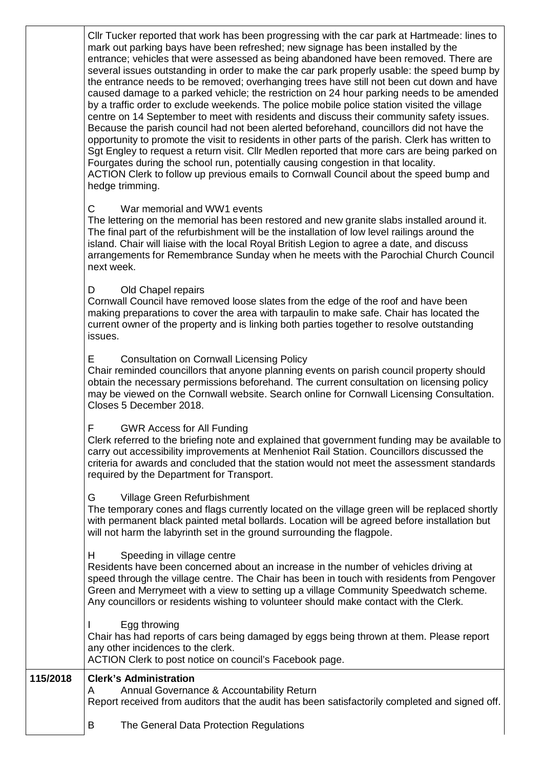| | |
|---|---|
| | Cllr Tucker reported that work has been progressing with the car park at Hartmeade: lines to mark out parking bays have been refreshed; new signage has been installed by the entrance; vehicles that were assessed as being abandoned have been removed. There are several issues outstanding in order to make the car park properly usable: the speed bump by the entrance needs to be removed; overhanging trees have still not been cut down and have caused damage to a parked vehicle; the restriction on 24 hour parking needs to be amended by a traffic order to exclude weekends. The police mobile police station visited the village centre on 14 September to meet with residents and discuss their community safety issues. Because the parish council had not been alerted beforehand, councillors did not have the opportunity to promote the visit to residents in other parts of the parish. Clerk has written to Sgt Engley to request a return visit. Cllr Medlen reported that more cars are being parked on Fourgates during the school run, potentially causing congestion in that locality.<br>ACTION Clerk to follow up previous emails to Cornwall Council about the speed bump and hedge trimming.<br><br>C War memorial and WW1 events<br>The lettering on the memorial has been restored and new granite slabs installed around it. The final part of the refurbishment will be the installation of low level railings around the island. Chair will liaise with the local Royal British Legion to agree a date, and discuss arrangements for Remembrance Sunday when he meets with the Parochial Church Council next week.<br><br>D Old Chapel repairs<br>Cornwall Council have removed loose slates from the edge of the roof and have been making preparations to cover the area with tarpaulin to make safe. Chair has located the current owner of the property and is linking both parties together to resolve outstanding issues.<br><br>E Consultation on Cornwall Licensing Policy<br>Chair reminded councillors that anyone planning events on parish council property should obtain the necessary permissions beforehand. The current consultation on licensing policy may be viewed on the Cornwall website. Search online for Cornwall Licensing Consultation. Closes 5 December 2018.<br><br>F GWR Access for All Funding<br>Clerk referred to the briefing note and explained that government funding may be available to carry out accessibility improvements at Menheniot Rail Station. Councillors discussed the criteria for awards and concluded that the station would not meet the assessment standards required by the Department for Transport.<br><br>G Village Green Refurbishment<br>The temporary cones and flags currently located on the village green will be replaced shortly with permanent black painted metal bollards. Location will be agreed before installation but will not harm the labyrinth set in the ground surrounding the flagpole.<br><br>H Speeding in village centre<br>Residents have been concerned about an increase in the number of vehicles driving at speed through the village centre. The Chair has been in touch with residents from Pengover Green and Merrymeet with a view to setting up a village Community Speedwatch scheme. Any councillors or residents wishing to volunteer should make contact with the Clerk.<br><br>I Egg throwing<br>Chair has had reports of cars being damaged by eggs being thrown at them. Please report any other incidences to the clerk.<br>ACTION Clerk to post notice on council's Facebook page. |
| **115/2018** | **Clerk's Administration**<br>A Annual Governance & Accountability Return<br>Report received from auditors that the audit has been satisfactorily completed and signed off.<br><br>B The General Data Protection Regulations |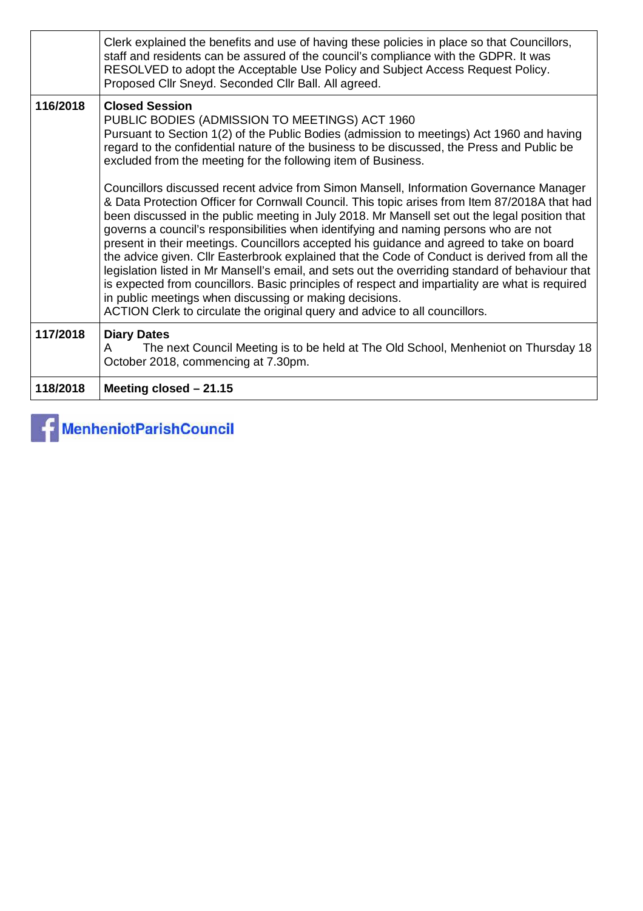| | |
|---|---|
| | Clerk explained the benefits and use of having these policies in place so that Councillors, staff and residents can be assured of the council's compliance with the GDPR. It was RESOLVED to adopt the Acceptable Use Policy and Subject Access Request Policy. Proposed Cllr Sneyd. Seconded Cllr Ball. All agreed. |
| **116/2018** | **Closed Session**<br>PUBLIC BODIES (ADMISSION TO MEETINGS) ACT 1960<br>Pursuant to Section 1(2) of the Public Bodies (admission to meetings) Act 1960 and having regard to the confidential nature of the business to be discussed, the Press and Public be excluded from the meeting for the following item of Business.<br><br>Councillors discussed recent advice from Simon Mansell, Information Governance Manager & Data Protection Officer for Cornwall Council. This topic arises from Item 87/2018A that had been discussed in the public meeting in July 2018. Mr Mansell set out the legal position that governs a council's responsibilities when identifying and naming persons who are not present in their meetings. Councillors accepted his guidance and agreed to take on board the advice given. Cllr Easterbrook explained that the Code of Conduct is derived from all the legislation listed in Mr Mansell's email, and sets out the overriding standard of behaviour that is expected from councillors. Basic principles of respect and impartiality are what is required in public meetings when discussing or making decisions.<br>ACTION Clerk to circulate the original query and advice to all councillors. |
| **117/2018** | **Diary Dates**<br>A The next Council Meeting is to be held at The Old School, Menheniot on Thursday 18 October 2018, commencing at 7.30pm. |
| **118/2018** | **Meeting closed – 21.15** |

MenheniotParishCouncil